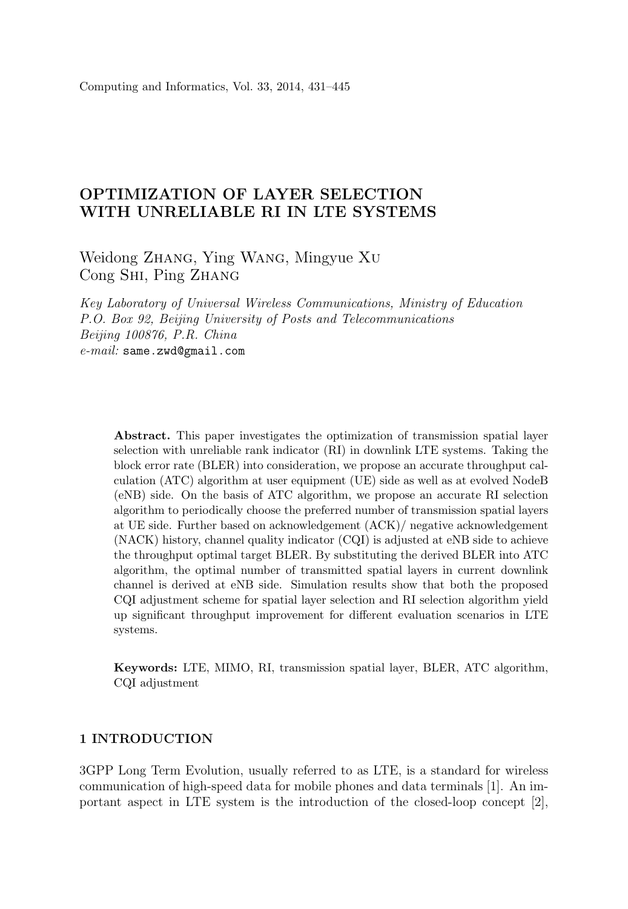# OPTIMIZATION OF LAYER SELECTION WITH UNRELIABLE RI IN LTE SYSTEMS

Weidong Zhang, Ying Wang, Mingyue Xu
Cong Shi, Ping Zhang

*Key Laboratory of Universal Wireless Communications, Ministry of Education*
*P.O. Box 92, Beijing University of Posts and Telecommunications*
*Beijing 100876, P.R. China*
*e-mail:* same.zwd@gmail.com

> **Abstract.** This paper investigates the optimization of transmission spatial layer selection with unreliable rank indicator (RI) in downlink LTE systems. Taking the block error rate (BLER) into consideration, we propose an accurate throughput calculation (ATC) algorithm at user equipment (UE) side as well as at evolved NodeB (eNB) side. On the basis of ATC algorithm, we propose an accurate RI selection algorithm to periodically choose the preferred number of transmission spatial layers at UE side. Further based on acknowledgement (ACK)/ negative acknowledgement (NACK) history, channel quality indicator (CQI) is adjusted at eNB side to achieve the throughput optimal target BLER. By substituting the derived BLER into ATC algorithm, the optimal number of transmitted spatial layers in current downlink channel is derived at eNB side. Simulation results show that both the proposed CQI adjustment scheme for spatial layer selection and RI selection algorithm yield up significant throughput improvement for different evaluation scenarios in LTE systems.
>
> **Keywords:** LTE, MIMO, RI, transmission spatial layer, BLER, ATC algorithm, CQI adjustment

## 1 INTRODUCTION

3GPP Long Term Evolution, usually referred to as LTE, is a standard for wireless communication of high-speed data for mobile phones and data terminals [1]. An important aspect in LTE system is the introduction of the closed-loop concept [2],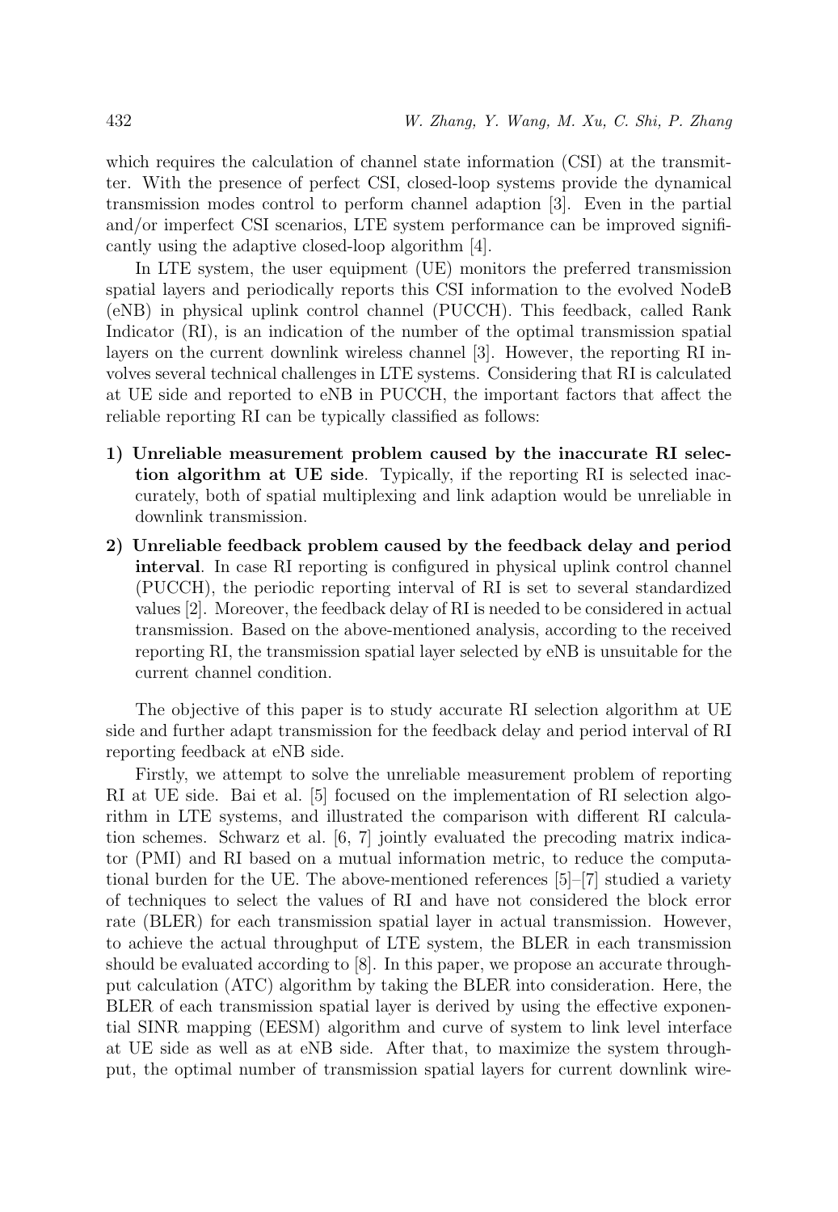which requires the calculation of channel state information (CSI) at the transmitter. With the presence of perfect CSI, closed-loop systems provide the dynamical transmission modes control to perform channel adaption [3]. Even in the partial and/or imperfect CSI scenarios, LTE system performance can be improved significantly using the adaptive closed-loop algorithm [4].

In LTE system, the user equipment (UE) monitors the preferred transmission spatial layers and periodically reports this CSI information to the evolved NodeB (eNB) in physical uplink control channel (PUCCH). This feedback, called Rank Indicator (RI), is an indication of the number of the optimal transmission spatial layers on the current downlink wireless channel [3]. However, the reporting RI involves several technical challenges in LTE systems. Considering that RI is calculated at UE side and reported to eNB in PUCCH, the important factors that affect the reliable reporting RI can be typically classified as follows:

1) **Unreliable measurement problem caused by the inaccurate RI selection algorithm at UE side**. Typically, if the reporting RI is selected inaccurately, both of spatial multiplexing and link adaption would be unreliable in downlink transmission.

2) **Unreliable feedback problem caused by the feedback delay and period interval**. In case RI reporting is configured in physical uplink control channel (PUCCH), the periodic reporting interval of RI is set to several standardized values [2]. Moreover, the feedback delay of RI is needed to be considered in actual transmission. Based on the above-mentioned analysis, according to the received reporting RI, the transmission spatial layer selected by eNB is unsuitable for the current channel condition.

The objective of this paper is to study accurate RI selection algorithm at UE side and further adapt transmission for the feedback delay and period interval of RI reporting feedback at eNB side.

Firstly, we attempt to solve the unreliable measurement problem of reporting RI at UE side. Bai et al. [5] focused on the implementation of RI selection algorithm in LTE systems, and illustrated the comparison with different RI calculation schemes. Schwarz et al. [6, 7] jointly evaluated the precoding matrix indicator (PMI) and RI based on a mutual information metric, to reduce the computational burden for the UE. The above-mentioned references [5]–[7] studied a variety of techniques to select the values of RI and have not considered the block error rate (BLER) for each transmission spatial layer in actual transmission. However, to achieve the actual throughput of LTE system, the BLER in each transmission should be evaluated according to [8]. In this paper, we propose an accurate throughput calculation (ATC) algorithm by taking the BLER into consideration. Here, the BLER of each transmission spatial layer is derived by using the effective exponential SINR mapping (EESM) algorithm and curve of system to link level interface at UE side as well as at eNB side. After that, to maximize the system throughput, the optimal number of transmission spatial layers for current downlink wire-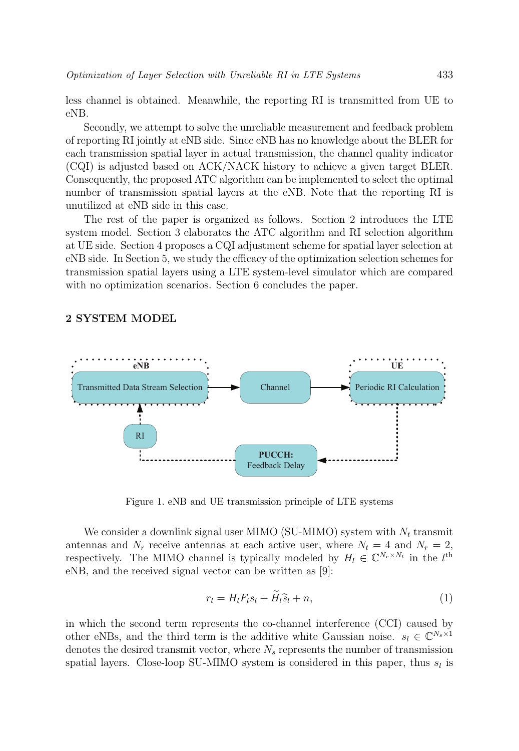less channel is obtained. Meanwhile, the reporting RI is transmitted from UE to eNB.

Secondly, we attempt to solve the unreliable measurement and feedback problem of reporting RI jointly at eNB side. Since eNB has no knowledge about the BLER for each transmission spatial layer in actual transmission, the channel quality indicator (CQI) is adjusted based on ACK/NACK history to achieve a given target BLER. Consequently, the proposed ATC algorithm can be implemented to select the optimal number of transmission spatial layers at the eNB. Note that the reporting RI is unutilized at eNB side in this case.

The rest of the paper is organized as follows. Section 2 introduces the LTE system model. Section 3 elaborates the ATC algorithm and RI selection algorithm at UE side. Section 4 proposes a CQI adjustment scheme for spatial layer selection at eNB side. In Section 5, we study the efficacy of the optimization selection schemes for transmission spatial layers using a LTE system-level simulator which are compared with no optimization scenarios. Section 6 concludes the paper.

## 2 SYSTEM MODEL

eNB: Transmitted Data Stream Selection → Channel → UE: Periodic RI Calculation → PUCCH: Feedback Delay → RI → eNB

Figure 1. eNB and UE transmission principle of LTE systems

We consider a downlink signal user MIMO (SU-MIMO) system with $N_t$ transmit antennas and $N_r$ receive antennas at each active user, where $N_t = 4$ and $N_r = 2$, respectively. The MIMO channel is typically modeled by $H_l \in \mathbb{C}^{N_r \times N_t}$ in the $l^{\text{th}}$ eNB, and the received signal vector can be written as [9]:

$$r_l = H_l F_l s_l + \widetilde{H}_l \widetilde{s}_l + n, \tag{1}$$

in which the second term represents the co-channel interference (CCI) caused by other eNBs, and the third term is the additive white Gaussian noise. $s_l \in \mathbb{C}^{N_s \times 1}$ denotes the desired transmit vector, where $N_s$ represents the number of transmission spatial layers. Close-loop SU-MIMO system is considered in this paper, thus $s_l$ is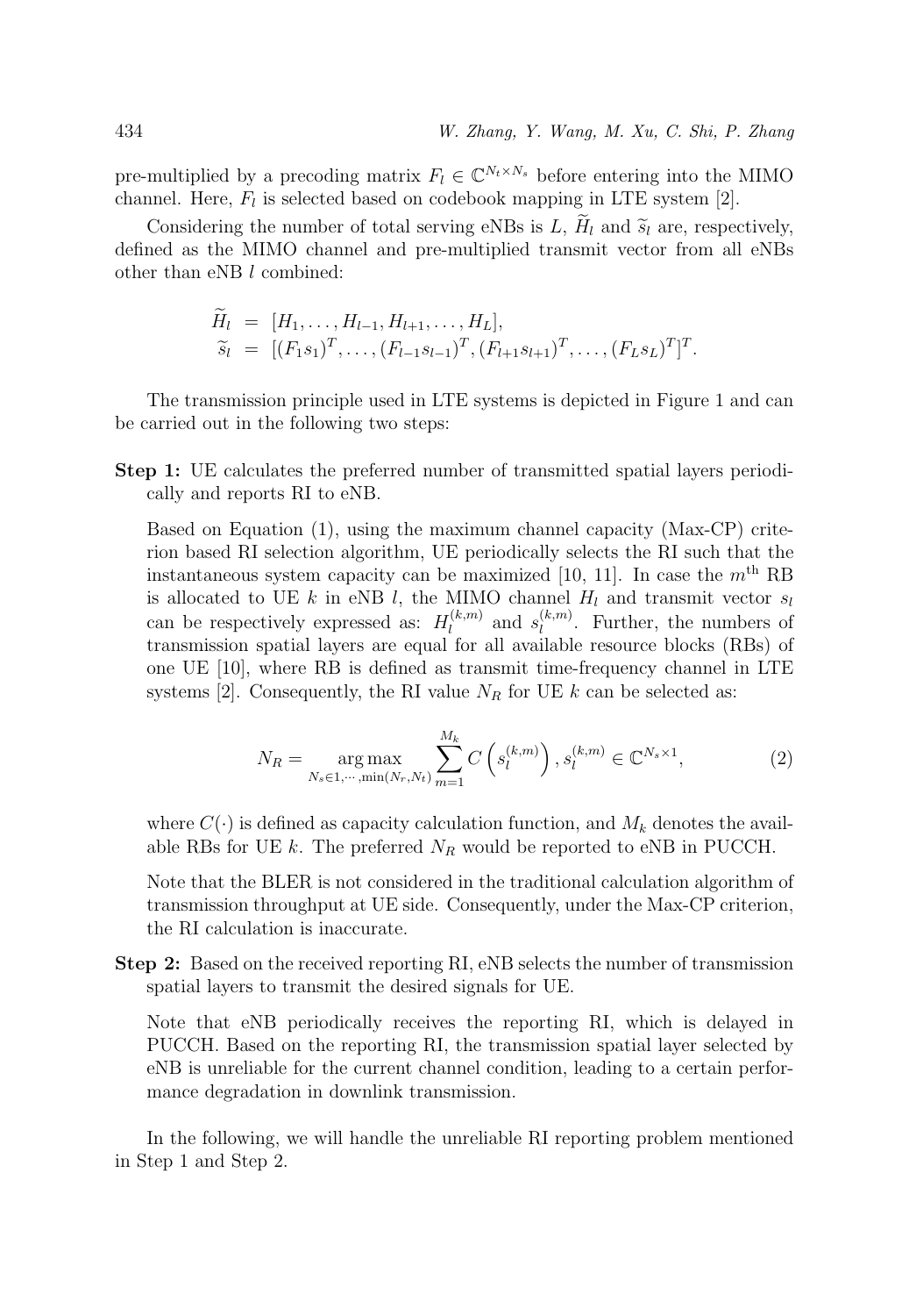pre-multiplied by a precoding matrix $F_l \in \mathbb{C}^{N_t \times N_s}$ before entering into the MIMO channel. Here, $F_l$ is selected based on codebook mapping in LTE system [2].

Considering the number of total serving eNBs is $L$, $\widetilde{H}_l$ and $\widetilde{s}_l$ are, respectively, defined as the MIMO channel and pre-multiplied transmit vector from all eNBs other than eNB $l$ combined:

$$
\begin{aligned}
\widetilde{H}_l &= [H_1, \ldots, H_{l-1}, H_{l+1}, \ldots, H_L], \\
\widetilde{s}_l &= [(F_1 s_1)^T, \ldots, (F_{l-1} s_{l-1})^T, (F_{l+1} s_{l+1})^T, \ldots, (F_L s_L)^T]^T.
\end{aligned}
$$

The transmission principle used in LTE systems is depicted in Figure 1 and can be carried out in the following two steps:

**Step 1:** UE calculates the preferred number of transmitted spatial layers periodically and reports RI to eNB.

Based on Equation (1), using the maximum channel capacity (Max-CP) criterion based RI selection algorithm, UE periodically selects the RI such that the instantaneous system capacity can be maximized [10, 11]. In case the $m^{\text{th}}$ RB is allocated to UE $k$ in eNB $l$, the MIMO channel $H_l$ and transmit vector $s_l$ can be respectively expressed as: $H_l^{(k,m)}$ and $s_l^{(k,m)}$. Further, the numbers of transmission spatial layers are equal for all available resource blocks (RBs) of one UE [10], where RB is defined as transmit time-frequency channel in LTE systems [2]. Consequently, the RI value $N_R$ for UE $k$ can be selected as:

$$
N_R = \underset{N_s \in 1, \cdots, \min(N_r, N_t)}{\arg\max} \sum_{m=1}^{M_k} C\left(s_l^{(k,m)}\right), s_l^{(k,m)} \in \mathbb{C}^{N_s \times 1}, \tag{2}
$$

where $C(\cdot)$ is defined as capacity calculation function, and $M_k$ denotes the available RBs for UE $k$. The preferred $N_R$ would be reported to eNB in PUCCH.

Note that the BLER is not considered in the traditional calculation algorithm of transmission throughput at UE side. Consequently, under the Max-CP criterion, the RI calculation is inaccurate.

**Step 2:** Based on the received reporting RI, eNB selects the number of transmission spatial layers to transmit the desired signals for UE.

Note that eNB periodically receives the reporting RI, which is delayed in PUCCH. Based on the reporting RI, the transmission spatial layer selected by eNB is unreliable for the current channel condition, leading to a certain performance degradation in downlink transmission.

In the following, we will handle the unreliable RI reporting problem mentioned in Step 1 and Step 2.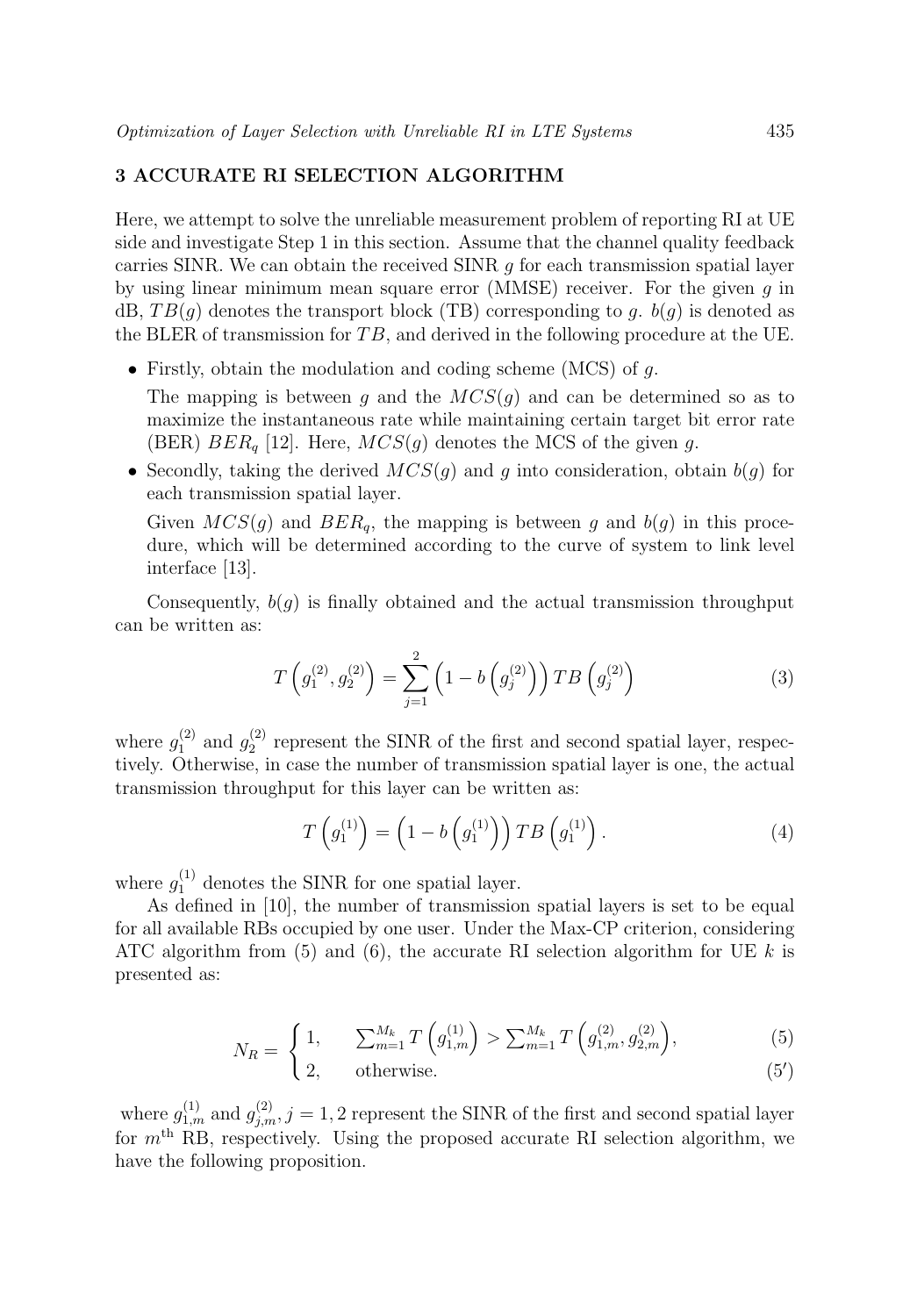## 3 ACCURATE RI SELECTION ALGORITHM

Here, we attempt to solve the unreliable measurement problem of reporting RI at UE side and investigate Step 1 in this section. Assume that the channel quality feedback carries SINR. We can obtain the received SINR $g$ for each transmission spatial layer by using linear minimum mean square error (MMSE) receiver. For the given $g$ in dB, $TB(g)$ denotes the transport block (TB) corresponding to $g$. $b(g)$ is denoted as the BLER of transmission for $TB$, and derived in the following procedure at the UE.

- Firstly, obtain the modulation and coding scheme (MCS) of $g$.

  The mapping is between $g$ and the $MCS(g)$ and can be determined so as to maximize the instantaneous rate while maintaining certain target bit error rate (BER) $BER_q$ [12]. Here, $MCS(g)$ denotes the MCS of the given $g$.

- Secondly, taking the derived $MCS(g)$ and $g$ into consideration, obtain $b(g)$ for each transmission spatial layer.

  Given $MCS(g)$ and $BER_q$, the mapping is between $g$ and $b(g)$ in this procedure, which will be determined according to the curve of system to link level interface [13].

Consequently, $b(g)$ is finally obtained and the actual transmission throughput can be written as:

$$T\left(g_1^{(2)}, g_2^{(2)}\right) = \sum_{j=1}^{2} \left(1 - b\left(g_j^{(2)}\right)\right) TB\left(g_j^{(2)}\right) \tag{3}$$

where $g_1^{(2)}$ and $g_2^{(2)}$ represent the SINR of the first and second spatial layer, respectively. Otherwise, in case the number of transmission spatial layer is one, the actual transmission throughput for this layer can be written as:

$$T\left(g_1^{(1)}\right) = \left(1 - b\left(g_1^{(1)}\right)\right) TB\left(g_1^{(1)}\right). \tag{4}$$

where $g_1^{(1)}$ denotes the SINR for one spatial layer.

As defined in [10], the number of transmission spatial layers is set to be equal for all available RBs occupied by one user. Under the Max-CP criterion, considering ATC algorithm from (5) and (6), the accurate RI selection algorithm for UE $k$ is presented as:

$$N_R = \begin{cases} 1, & \sum_{m=1}^{M_k} T\left(g_{1,m}^{(1)}\right) > \sum_{m=1}^{M_k} T\left(g_{1,m}^{(2)}, g_{2,m}^{(2)}\right), \quad (5) \\ 2, & \text{otherwise.} \quad (5') \end{cases}$$

where $g_{1,m}^{(1)}$ and $g_{j,m}^{(2)}, j = 1, 2$ represent the SINR of the first and second spatial layer for $m^{\text{th}}$ RB, respectively. Using the proposed accurate RI selection algorithm, we have the following proposition.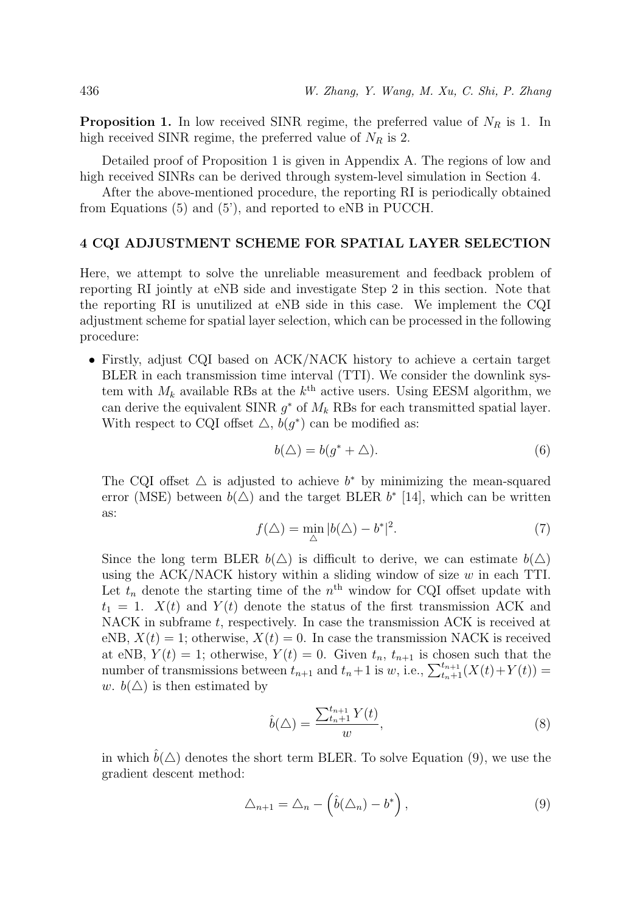**Proposition 1.** In low received SINR regime, the preferred value of $N_R$ is 1. In high received SINR regime, the preferred value of $N_R$ is 2.

Detailed proof of Proposition 1 is given in Appendix A. The regions of low and high received SINRs can be derived through system-level simulation in Section 4.

After the above-mentioned procedure, the reporting RI is periodically obtained from Equations (5) and (5'), and reported to eNB in PUCCH.

## 4 CQI ADJUSTMENT SCHEME FOR SPATIAL LAYER SELECTION

Here, we attempt to solve the unreliable measurement and feedback problem of reporting RI jointly at eNB side and investigate Step 2 in this section. Note that the reporting RI is unutilized at eNB side in this case. We implement the CQI adjustment scheme for spatial layer selection, which can be processed in the following procedure:

- Firstly, adjust CQI based on ACK/NACK history to achieve a certain target BLER in each transmission time interval (TTI). We consider the downlink system with $M_k$ available RBs at the $k^{\text{th}}$ active users. Using EESM algorithm, we can derive the equivalent SINR $g^*$ of $M_k$ RBs for each transmitted spatial layer. With respect to CQI offset $\triangle$, $b(g^*)$ can be modified as:

$$b(\triangle) = b(g^* + \triangle). \tag{6}$$

  The CQI offset $\triangle$ is adjusted to achieve $b^*$ by minimizing the mean-squared error (MSE) between $b(\triangle)$ and the target BLER $b^*$ [14], which can be written as:

$$f(\triangle) = \min_{\triangle} |b(\triangle) - b^*|^2. \tag{7}$$

  Since the long term BLER $b(\triangle)$ is difficult to derive, we can estimate $b(\triangle)$ using the ACK/NACK history within a sliding window of size $w$ in each TTI. Let $t_n$ denote the starting time of the $n^{\text{th}}$ window for CQI offset update with $t_1 = 1$. $X(t)$ and $Y(t)$ denote the status of the first transmission ACK and NACK in subframe $t$, respectively. In case the transmission ACK is received at eNB, $X(t) = 1$; otherwise, $X(t) = 0$. In case the transmission NACK is received at eNB, $Y(t) = 1$; otherwise, $Y(t) = 0$. Given $t_n$, $t_{n+1}$ is chosen such that the number of transmissions between $t_{n+1}$ and $t_n+1$ is $w$, i.e., $\sum_{t_n+1}^{t_{n+1}}(X(t)+Y(t)) = w$. $b(\triangle)$ is then estimated by

$$\hat{b}(\triangle) = \frac{\sum_{t_n+1}^{t_{n+1}} Y(t)}{w}, \tag{8}$$

  in which $\hat{b}(\triangle)$ denotes the short term BLER. To solve Equation (9), we use the gradient descent method:

$$\triangle_{n+1} = \triangle_n - \left(\hat{b}(\triangle_n) - b^*\right), \tag{9}$$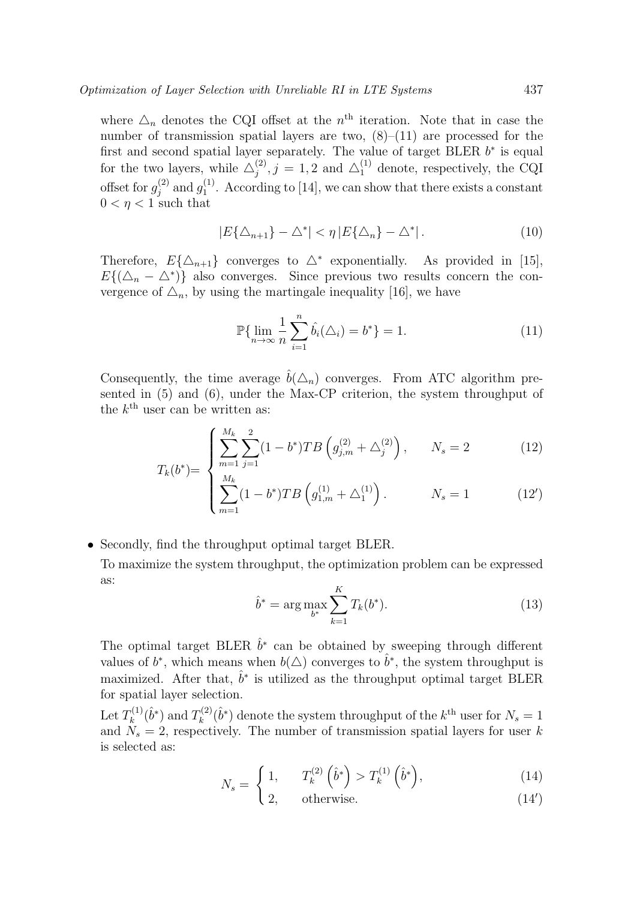where $\triangle_n$ denotes the CQI offset at the $n^{\text{th}}$ iteration. Note that in case the number of transmission spatial layers are two, (8)–(11) are processed for the first and second spatial layer separately. The value of target BLER $b^*$ is equal for the two layers, while $\triangle_j^{(2)}, j = 1, 2$ and $\triangle_1^{(1)}$ denote, respectively, the CQI offset for $g_j^{(2)}$ and $g_1^{(1)}$. According to [14], we can show that there exists a constant $0 < \eta < 1$ such that

$$|E\{\triangle_{n+1}\} - \triangle^*| < \eta \, |E\{\triangle_n\} - \triangle^*| \,. \tag{10}$$

Therefore, $E\{\triangle_{n+1}\}$ converges to $\triangle^*$ exponentially. As provided in [15], $E\{(\triangle_n - \triangle^*)\}$ also converges. Since previous two results concern the convergence of $\triangle_n$, by using the martingale inequality [16], we have

$$\mathbb{P}\{\lim_{n\to\infty} \frac{1}{n} \sum_{i=1}^{n} \hat{b}_i(\triangle_i) = b^*\} = 1. \tag{11}$$

Consequently, the time average $\hat{b}(\triangle_n)$ converges. From ATC algorithm presented in (5) and (6), under the Max-CP criterion, the system throughput of the $k^{\text{th}}$ user can be written as:

$$T_k(b^*) = \begin{cases} \displaystyle\sum_{m=1}^{M_k} \sum_{j=1}^{2} (1-b^*) TB\left(g_{j,m}^{(2)} + \triangle_j^{(2)}\right), & N_s = 2 \qquad (12) \\ \displaystyle\sum_{m=1}^{M_k} (1-b^*) TB\left(g_{1,m}^{(1)} + \triangle_1^{(1)}\right). & N_s = 1 \qquad (12') \end{cases}$$

- Secondly, find the throughput optimal target BLER.

  To maximize the system throughput, the optimization problem can be expressed as:

$$\hat{b}^* = \arg\max_{b^*} \sum_{k=1}^{K} T_k(b^*). \tag{13}$$

  The optimal target BLER $\hat{b}^*$ can be obtained by sweeping through different values of $b^*$, which means when $b(\triangle)$ converges to $\hat{b}^*$, the system throughput is maximized. After that, $\hat{b}^*$ is utilized as the throughput optimal target BLER for spatial layer selection.

  Let $T_k^{(1)}(\hat{b}^*)$ and $T_k^{(2)}(\hat{b}^*)$ denote the system throughput of the $k^{\text{th}}$ user for $N_s = 1$ and $N_s = 2$, respectively. The number of transmission spatial layers for user $k$ is selected as:

$$N_s = \begin{cases} 1, & T_k^{(2)}\left(\hat{b}^*\right) > T_k^{(1)}\left(\hat{b}^*\right), \qquad (14) \\ 2, & \text{otherwise.} \qquad (14') \end{cases}$$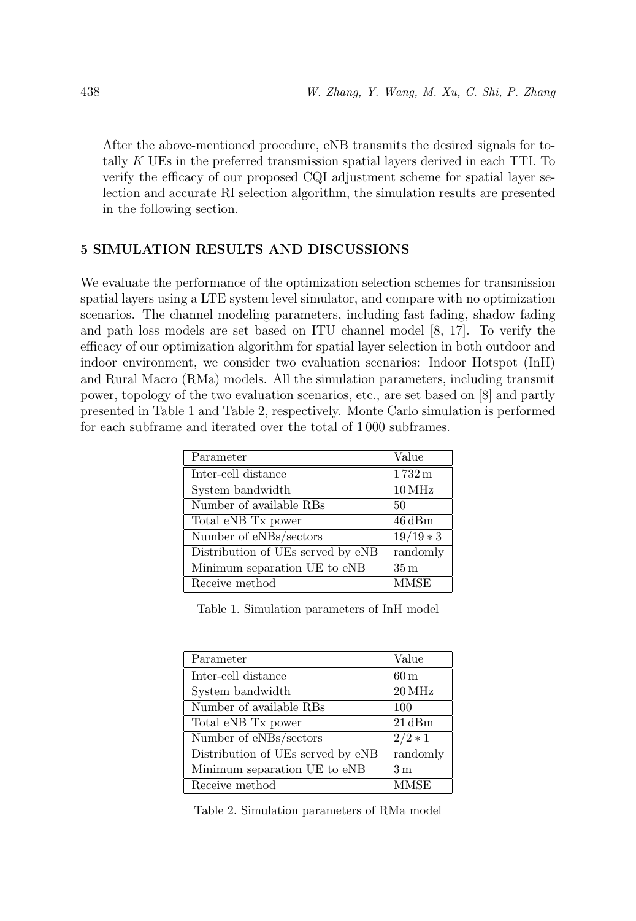After the above-mentioned procedure, eNB transmits the desired signals for totally $K$ UEs in the preferred transmission spatial layers derived in each TTI. To verify the efficacy of our proposed CQI adjustment scheme for spatial layer selection and accurate RI selection algorithm, the simulation results are presented in the following section.

## 5 SIMULATION RESULTS AND DISCUSSIONS

We evaluate the performance of the optimization selection schemes for transmission spatial layers using a LTE system level simulator, and compare with no optimization scenarios. The channel modeling parameters, including fast fading, shadow fading and path loss models are set based on ITU channel model [8, 17]. To verify the efficacy of our optimization algorithm for spatial layer selection in both outdoor and indoor environment, we consider two evaluation scenarios: Indoor Hotspot (InH) and Rural Macro (RMa) models. All the simulation parameters, including transmit power, topology of the two evaluation scenarios, etc., are set based on [8] and partly presented in Table 1 and Table 2, respectively. Monte Carlo simulation is performed for each subframe and iterated over the total of 1 000 subframes.

| Parameter | Value |
|---|---|
| Inter-cell distance | 1 732 m |
| System bandwidth | 10 MHz |
| Number of available RBs | 50 |
| Total eNB Tx power | 46 dBm |
| Number of eNBs/sectors | $19/19*3$ |
| Distribution of UEs served by eNB | randomly |
| Minimum separation UE to eNB | 35 m |
| Receive method | MMSE |

Table 1. Simulation parameters of InH model

| Parameter | Value |
|---|---|
| Inter-cell distance | 60 m |
| System bandwidth | 20 MHz |
| Number of available RBs | 100 |
| Total eNB Tx power | 21 dBm |
| Number of eNBs/sectors | $2/2*1$ |
| Distribution of UEs served by eNB | randomly |
| Minimum separation UE to eNB | 3 m |
| Receive method | MMSE |

Table 2. Simulation parameters of RMa model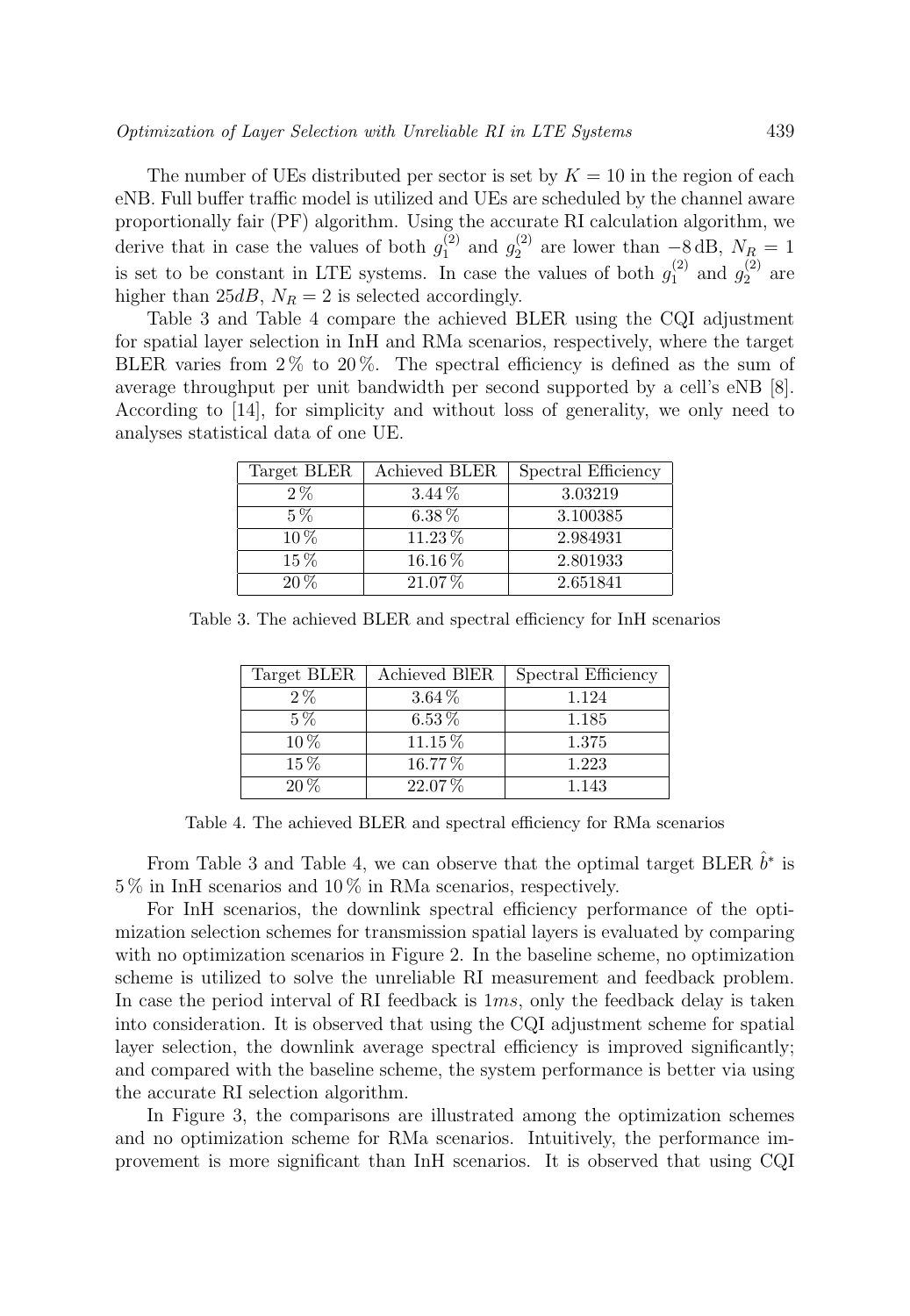The number of UEs distributed per sector is set by $K = 10$ in the region of each eNB. Full buffer traffic model is utilized and UEs are scheduled by the channel aware proportionally fair (PF) algorithm. Using the accurate RI calculation algorithm, we derive that in case the values of both $g_1^{(2)}$ and $g_2^{(2)}$ are lower than $-8\,\text{dB}$, $N_R = 1$ is set to be constant in LTE systems. In case the values of both $g_1^{(2)}$ and $g_2^{(2)}$ are higher than $25dB$, $N_R = 2$ is selected accordingly.

Table 3 and Table 4 compare the achieved BLER using the CQI adjustment for spatial layer selection in InH and RMa scenarios, respectively, where the target BLER varies from 2 % to 20 %. The spectral efficiency is defined as the sum of average throughput per unit bandwidth per second supported by a cell's eNB [8]. According to [14], for simplicity and without loss of generality, we only need to analyses statistical data of one UE.

| Target BLER | Achieved BLER | Spectral Efficiency |
|---|---|---|
| 2 % | 3.44 % | 3.03219 |
| 5 % | 6.38 % | 3.100385 |
| 10 % | 11.23 % | 2.984931 |
| 15 % | 16.16 % | 2.801933 |
| 20 % | 21.07 % | 2.651841 |

Table 3. The achieved BLER and spectral efficiency for InH scenarios

| Target BLER | Achieved BlER | Spectral Efficiency |
|---|---|---|
| 2 % | 3.64 % | 1.124 |
| 5 % | 6.53 % | 1.185 |
| 10 % | 11.15 % | 1.375 |
| 15 % | 16.77 % | 1.223 |
| 20 % | 22.07 % | 1.143 |

Table 4. The achieved BLER and spectral efficiency for RMa scenarios

From Table 3 and Table 4, we can observe that the optimal target BLER $\hat{b}^*$ is 5 % in InH scenarios and 10 % in RMa scenarios, respectively.

For InH scenarios, the downlink spectral efficiency performance of the optimization selection schemes for transmission spatial layers is evaluated by comparing with no optimization scenarios in Figure 2. In the baseline scheme, no optimization scheme is utilized to solve the unreliable RI measurement and feedback problem. In case the period interval of RI feedback is $1ms$, only the feedback delay is taken into consideration. It is observed that using the CQI adjustment scheme for spatial layer selection, the downlink average spectral efficiency is improved significantly; and compared with the baseline scheme, the system performance is better via using the accurate RI selection algorithm.

In Figure 3, the comparisons are illustrated among the optimization schemes and no optimization scheme for RMa scenarios. Intuitively, the performance improvement is more significant than InH scenarios. It is observed that using CQI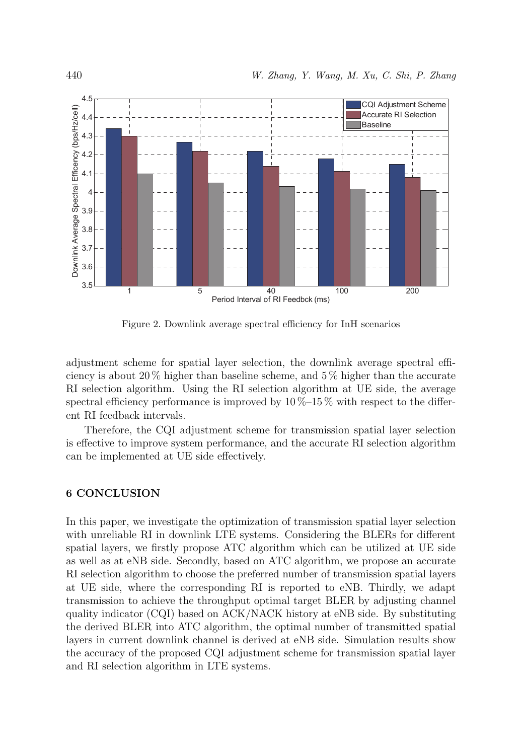Figure 2. Downlink average spectral efficiency for InH scenarios

adjustment scheme for spatial layer selection, the downlink average spectral efficiency is about 20 % higher than baseline scheme, and 5 % higher than the accurate RI selection algorithm. Using the RI selection algorithm at UE side, the average spectral efficiency performance is improved by 10 %–15 % with respect to the different RI feedback intervals.

Therefore, the CQI adjustment scheme for transmission spatial layer selection is effective to improve system performance, and the accurate RI selection algorithm can be implemented at UE side effectively.

## 6 CONCLUSION

In this paper, we investigate the optimization of transmission spatial layer selection with unreliable RI in downlink LTE systems. Considering the BLERs for different spatial layers, we firstly propose ATC algorithm which can be utilized at UE side as well as at eNB side. Secondly, based on ATC algorithm, we propose an accurate RI selection algorithm to choose the preferred number of transmission spatial layers at UE side, where the corresponding RI is reported to eNB. Thirdly, we adapt transmission to achieve the throughput optimal target BLER by adjusting channel quality indicator (CQI) based on ACK/NACK history at eNB side. By substituting the derived BLER into ATC algorithm, the optimal number of transmitted spatial layers in current downlink channel is derived at eNB side. Simulation results show the accuracy of the proposed CQI adjustment scheme for transmission spatial layer and RI selection algorithm in LTE systems.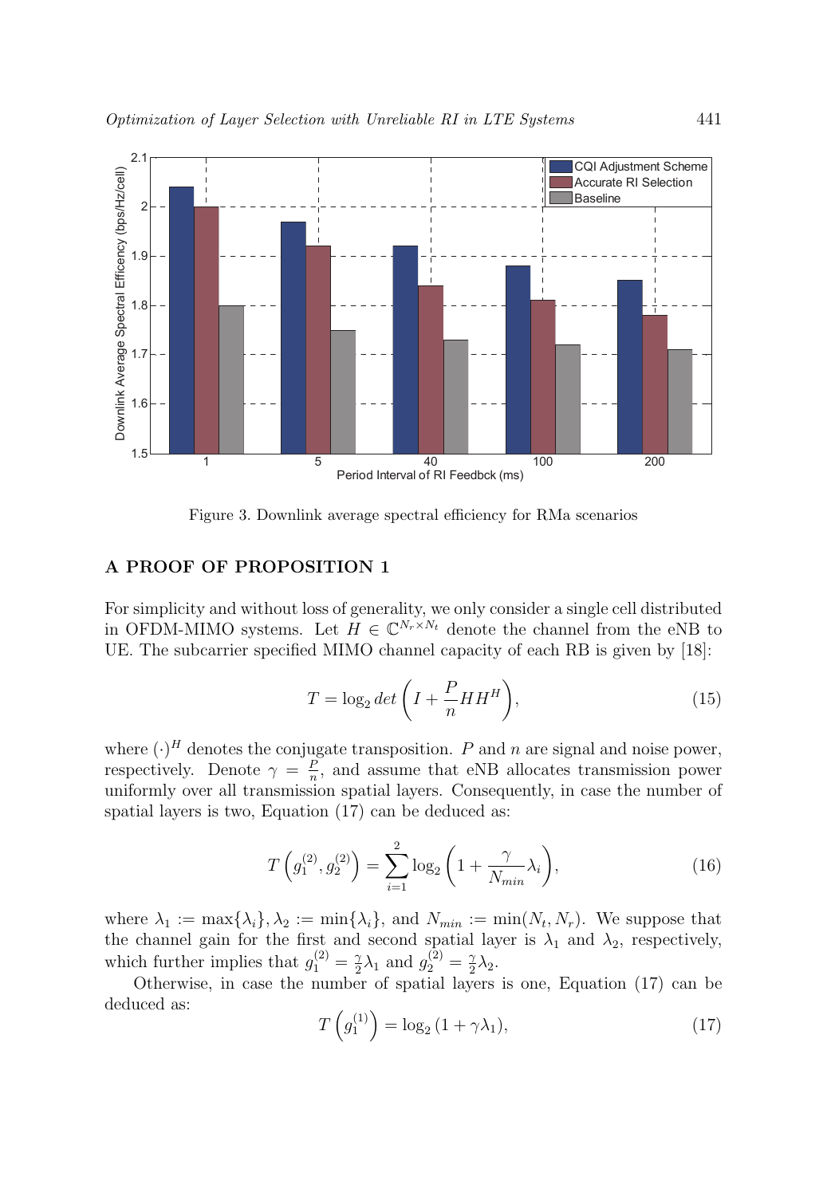Figure 3. Downlink average spectral efficiency for RMa scenarios

## A PROOF OF PROPOSITION 1

For simplicity and without loss of generality, we only consider a single cell distributed in OFDM-MIMO systems. Let $H \in \mathbb{C}^{N_r \times N_t}$ denote the channel from the eNB to UE. The subcarrier specified MIMO channel capacity of each RB is given by [18]:

$$T = \log_2 det\left(I + \frac{P}{n} H H^H\right), \tag{15}$$

where $(\cdot)^H$ denotes the conjugate transposition. $P$ and $n$ are signal and noise power, respectively. Denote $\gamma = \frac{P}{n}$, and assume that eNB allocates transmission power uniformly over all transmission spatial layers. Consequently, in case the number of spatial layers is two, Equation (17) can be deduced as:

$$T\left(g_1^{(2)}, g_2^{(2)}\right) = \sum_{i=1}^{2} \log_2\left(1 + \frac{\gamma}{N_{min}} \lambda_i\right), \tag{16}$$

where $\lambda_1 := \max\{\lambda_i\}, \lambda_2 := \min\{\lambda_i\}$, and $N_{min} := \min(N_t, N_r)$. We suppose that the channel gain for the first and second spatial layer is $\lambda_1$ and $\lambda_2$, respectively, which further implies that $g_1^{(2)} = \frac{\gamma}{2}\lambda_1$ and $g_2^{(2)} = \frac{\gamma}{2}\lambda_2$.

Otherwise, in case the number of spatial layers is one, Equation (17) can be deduced as:

$$T\left(g_1^{(1)}\right) = \log_2\left(1 + \gamma\lambda_1\right), \tag{17}$$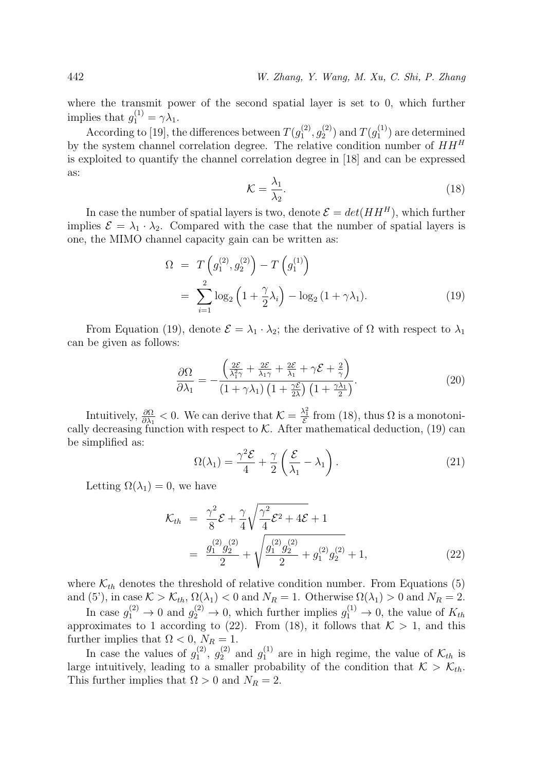where the transmit power of the second spatial layer is set to 0, which further implies that $g_1^{(1)} = \gamma\lambda_1$.

According to [19], the differences between $T(g_1^{(2)}, g_2^{(2)})$ and $T(g_1^{(1)})$ are determined by the system channel correlation degree. The relative condition number of $HH^H$ is exploited to quantify the channel correlation degree in [18] and can be expressed as:

$$\mathcal{K} = \frac{\lambda_1}{\lambda_2}. \tag{18}$$

In case the number of spatial layers is two, denote $\mathcal{E} = det(HH^H)$, which further implies $\mathcal{E} = \lambda_1 \cdot \lambda_2$. Compared with the case that the number of spatial layers is one, the MIMO channel capacity gain can be written as:

$$\begin{aligned}
\Omega &= T\left(g_1^{(2)}, g_2^{(2)}\right) - T\left(g_1^{(1)}\right) \\
&= \sum_{i=1}^{2} \log_2\left(1 + \frac{\gamma}{2}\lambda_i\right) - \log_2\left(1 + \gamma\lambda_1\right).
\end{aligned} \tag{19}$$

From Equation (19), denote $\mathcal{E} = \lambda_1 \cdot \lambda_2$; the derivative of $\Omega$ with respect to $\lambda_1$ can be given as follows:

$$\frac{\partial \Omega}{\partial \lambda_1} = -\frac{\left(\frac{2\mathcal{E}}{\lambda_1^2\gamma} + \frac{2\mathcal{E}}{\lambda_1\gamma} + \frac{2\mathcal{E}}{\lambda_1} + \gamma\mathcal{E} + \frac{2}{\gamma}\right)}{\left(1 + \gamma\lambda_1\right)\left(1 + \frac{\gamma\mathcal{E}}{2\lambda}\right)\left(1 + \frac{\gamma\lambda_1}{2}\right)}. \tag{20}$$

Intuitively, $\frac{\partial \Omega}{\partial \lambda_1} < 0$. We can derive that $\mathcal{K} = \frac{\lambda_1^2}{\mathcal{E}}$ from (18), thus $\Omega$ is a monotonically decreasing function with respect to $\mathcal{K}$. After mathematical deduction, (19) can be simplified as:

$$\Omega(\lambda_1) = \frac{\gamma^2\mathcal{E}}{4} + \frac{\gamma}{2}\left(\frac{\mathcal{E}}{\lambda_1} - \lambda_1\right). \tag{21}$$

Letting $\Omega(\lambda_1) = 0$, we have

$$\begin{aligned}
\mathcal{K}_{th} &= \frac{\gamma^2}{8}\mathcal{E} + \frac{\gamma}{4}\sqrt{\frac{\gamma^2}{4}\mathcal{E}^2 + 4\mathcal{E}} + 1 \\
&= \frac{g_1^{(2)}g_2^{(2)}}{2} + \sqrt{\frac{g_1^{(2)}g_2^{(2)}}{2} + g_1^{(2)}g_2^{(2)}} + 1,
\end{aligned} \tag{22}$$

where $\mathcal{K}_{th}$ denotes the threshold of relative condition number. From Equations (5) and (5'), in case $\mathcal{K} > \mathcal{K}_{th}$, $\Omega(\lambda_1) < 0$ and $N_R = 1$. Otherwise $\Omega(\lambda_1) > 0$ and $N_R = 2$.

In case $g_1^{(2)} \to 0$ and $g_2^{(2)} \to 0$, which further implies $g_1^{(1)} \to 0$, the value of $K_{th}$ approximates to 1 according to (22). From (18), it follows that $\mathcal{K} > 1$, and this further implies that $\Omega < 0$, $N_R = 1$.

In case the values of $g_1^{(2)}$, $g_2^{(2)}$ and $g_1^{(1)}$ are in high regime, the value of $\mathcal{K}_{th}$ is large intuitively, leading to a smaller probability of the condition that $\mathcal{K} > \mathcal{K}_{th}$. This further implies that $\Omega > 0$ and $N_R = 2$.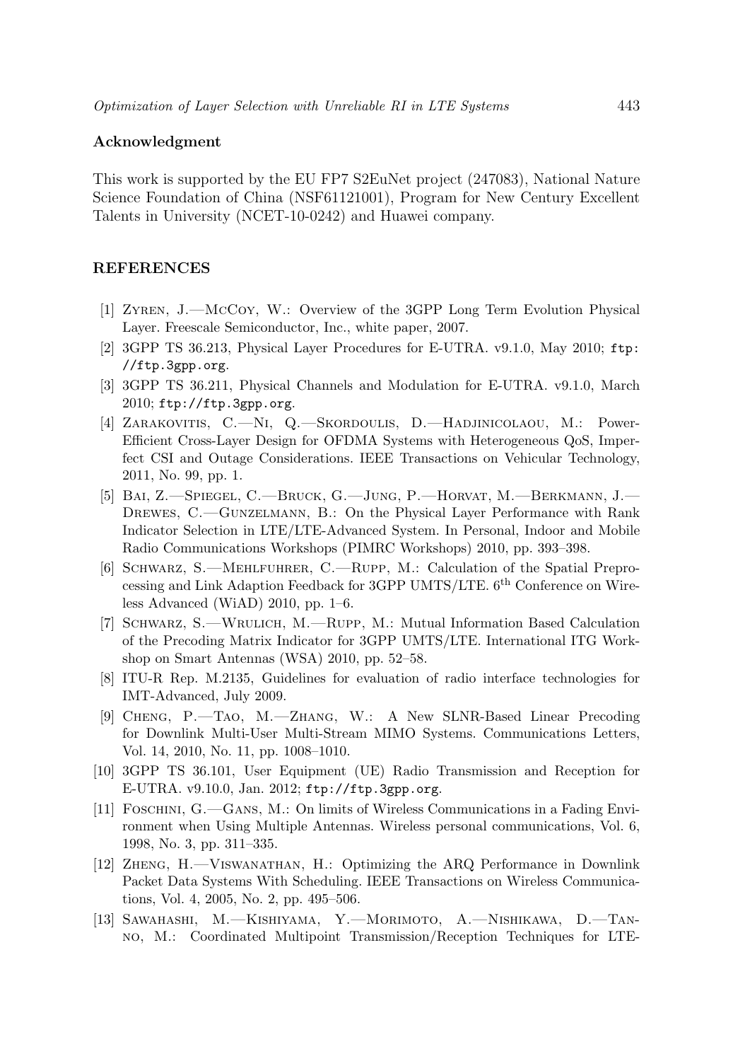## Acknowledgment

This work is supported by the EU FP7 S2EuNet project (247083), National Nature Science Foundation of China (NSF61121001), Program for New Century Excellent Talents in University (NCET-10-0242) and Huawei company.

## REFERENCES

[1] Zyren, J.—McCoy, W.: Overview of the 3GPP Long Term Evolution Physical Layer. Freescale Semiconductor, Inc., white paper, 2007.

[2] 3GPP TS 36.213, Physical Layer Procedures for E-UTRA. v9.1.0, May 2010; ftp://ftp.3gpp.org.

[3] 3GPP TS 36.211, Physical Channels and Modulation for E-UTRA. v9.1.0, March 2010; ftp://ftp.3gpp.org.

[4] Zarakovitis, C.—Ni, Q.—Skordoulis, D.—Hadjinicolaou, M.: Power-Efficient Cross-Layer Design for OFDMA Systems with Heterogeneous QoS, Imperfect CSI and Outage Considerations. IEEE Transactions on Vehicular Technology, 2011, No. 99, pp. 1.

[5] Bai, Z.—Spiegel, C.—Bruck, G.—Jung, P.—Horvat, M.—Berkmann, J.—Drewes, C.—Gunzelmann, B.: On the Physical Layer Performance with Rank Indicator Selection in LTE/LTE-Advanced System. In Personal, Indoor and Mobile Radio Communications Workshops (PIMRC Workshops) 2010, pp. 393–398.

[6] Schwarz, S.—Mehlfuhrer, C.—Rupp, M.: Calculation of the Spatial Preprocessing and Link Adaption Feedback for 3GPP UMTS/LTE. 6th Conference on Wireless Advanced (WiAD) 2010, pp. 1–6.

[7] Schwarz, S.—Wrulich, M.—Rupp, M.: Mutual Information Based Calculation of the Precoding Matrix Indicator for 3GPP UMTS/LTE. International ITG Workshop on Smart Antennas (WSA) 2010, pp. 52–58.

[8] ITU-R Rep. M.2135, Guidelines for evaluation of radio interface technologies for IMT-Advanced, July 2009.

[9] Cheng, P.—Tao, M.—Zhang, W.: A New SLNR-Based Linear Precoding for Downlink Multi-User Multi-Stream MIMO Systems. Communications Letters, Vol. 14, 2010, No. 11, pp. 1008–1010.

[10] 3GPP TS 36.101, User Equipment (UE) Radio Transmission and Reception for E-UTRA. v9.10.0, Jan. 2012; ftp://ftp.3gpp.org.

[11] Foschini, G.—Gans, M.: On limits of Wireless Communications in a Fading Environment when Using Multiple Antennas. Wireless personal communications, Vol. 6, 1998, No. 3, pp. 311–335.

[12] Zheng, H.—Viswanathan, H.: Optimizing the ARQ Performance in Downlink Packet Data Systems With Scheduling. IEEE Transactions on Wireless Communications, Vol. 4, 2005, No. 2, pp. 495–506.

[13] Sawahashi, M.—Kishiyama, Y.—Morimoto, A.—Nishikawa, D.—Tanno, M.: Coordinated Multipoint Transmission/Reception Techniques for LTE-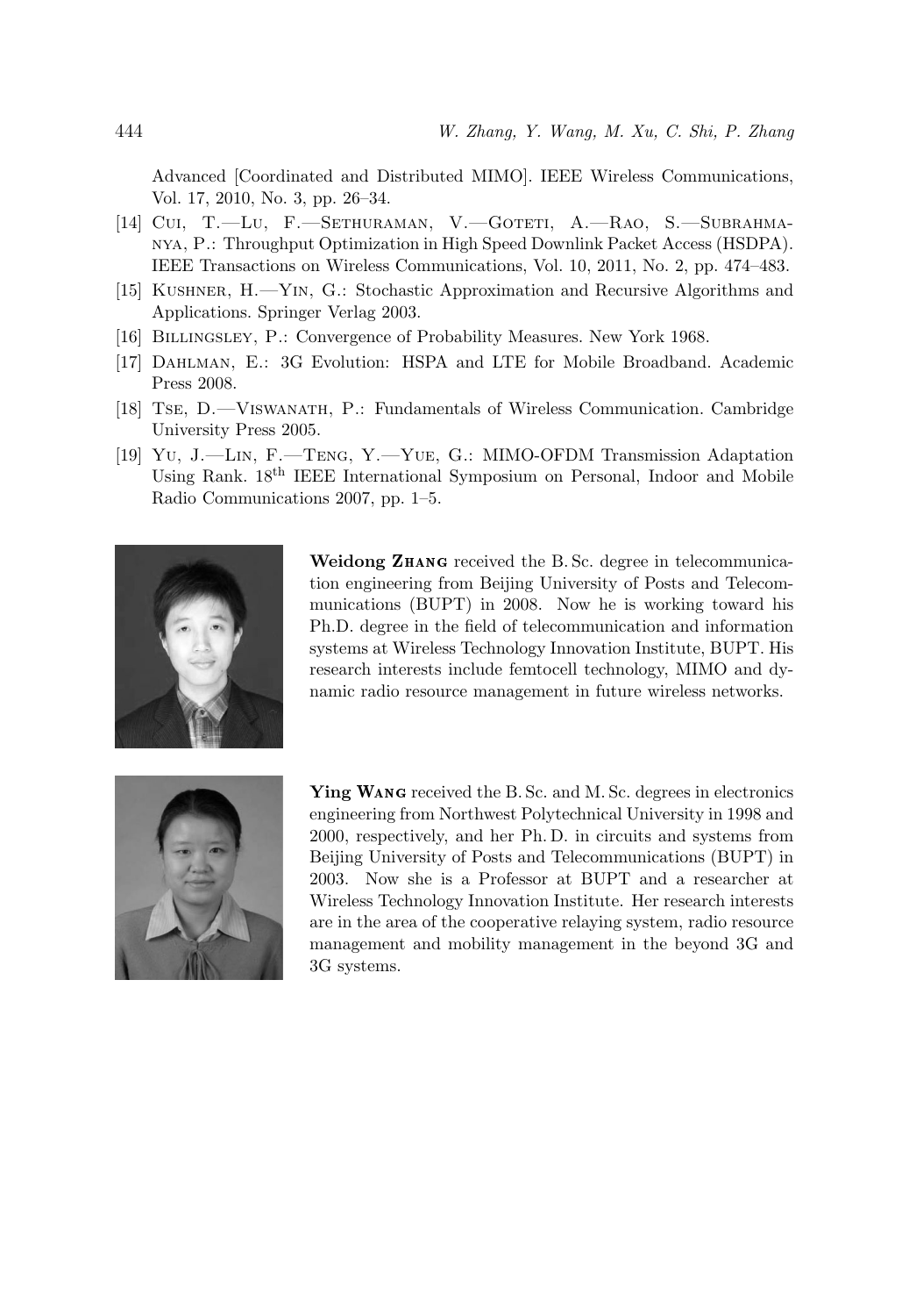Advanced [Coordinated and Distributed MIMO]. IEEE Wireless Communications, Vol. 17, 2010, No. 3, pp. 26–34.

[14] Cui, T.—Lu, F.—Sethuraman, V.—Goteti, A.—Rao, S.—Subrahmanya, P.: Throughput Optimization in High Speed Downlink Packet Access (HSDPA). IEEE Transactions on Wireless Communications, Vol. 10, 2011, No. 2, pp. 474–483.

[15] Kushner, H.—Yin, G.: Stochastic Approximation and Recursive Algorithms and Applications. Springer Verlag 2003.

[16] Billingsley, P.: Convergence of Probability Measures. New York 1968.

[17] Dahlman, E.: 3G Evolution: HSPA and LTE for Mobile Broadband. Academic Press 2008.

[18] Tse, D.—Viswanath, P.: Fundamentals of Wireless Communication. Cambridge University Press 2005.

[19] Yu, J.—Lin, F.—Teng, Y.—Yue, G.: MIMO-OFDM Transmission Adaptation Using Rank. 18th IEEE International Symposium on Personal, Indoor and Mobile Radio Communications 2007, pp. 1–5.

**Weidong Zhang** received the B. Sc. degree in telecommunication engineering from Beijing University of Posts and Telecommunications (BUPT) in 2008. Now he is working toward his Ph.D. degree in the field of telecommunication and information systems at Wireless Technology Innovation Institute, BUPT. His research interests include femtocell technology, MIMO and dynamic radio resource management in future wireless networks.

**Ying Wang** received the B. Sc. and M. Sc. degrees in electronics engineering from Northwest Polytechnical University in 1998 and 2000, respectively, and her Ph. D. in circuits and systems from Beijing University of Posts and Telecommunications (BUPT) in 2003. Now she is a Professor at BUPT and a researcher at Wireless Technology Innovation Institute. Her research interests are in the area of the cooperative relaying system, radio resource management and mobility management in the beyond 3G and 3G systems.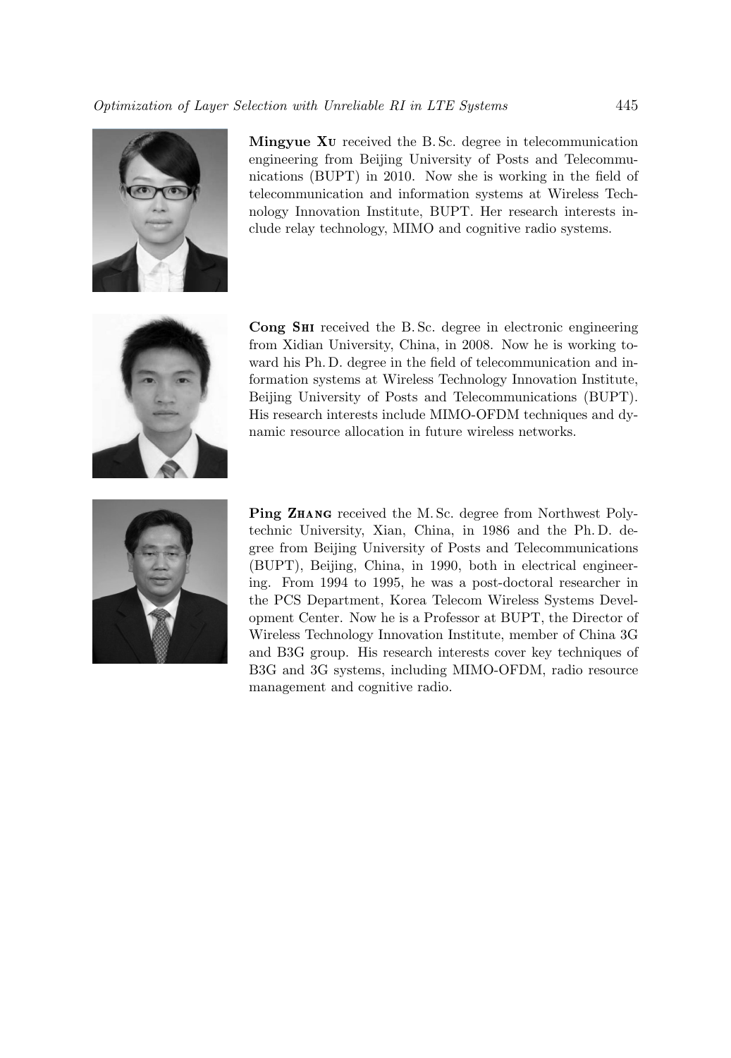**Mingyue Xu** received the B. Sc. degree in telecommunication engineering from Beijing University of Posts and Telecommunications (BUPT) in 2010. Now she is working in the field of telecommunication and information systems at Wireless Technology Innovation Institute, BUPT. Her research interests include relay technology, MIMO and cognitive radio systems.

**Cong Shi** received the B. Sc. degree in electronic engineering from Xidian University, China, in 2008. Now he is working toward his Ph. D. degree in the field of telecommunication and information systems at Wireless Technology Innovation Institute, Beijing University of Posts and Telecommunications (BUPT). His research interests include MIMO-OFDM techniques and dynamic resource allocation in future wireless networks.

**Ping Zhang** received the M. Sc. degree from Northwest Polytechnic University, Xian, China, in 1986 and the Ph. D. degree from Beijing University of Posts and Telecommunications (BUPT), Beijing, China, in 1990, both in electrical engineering. From 1994 to 1995, he was a post-doctoral researcher in the PCS Department, Korea Telecom Wireless Systems Development Center. Now he is a Professor at BUPT, the Director of Wireless Technology Innovation Institute, member of China 3G and B3G group. His research interests cover key techniques of B3G and 3G systems, including MIMO-OFDM, radio resource management and cognitive radio.